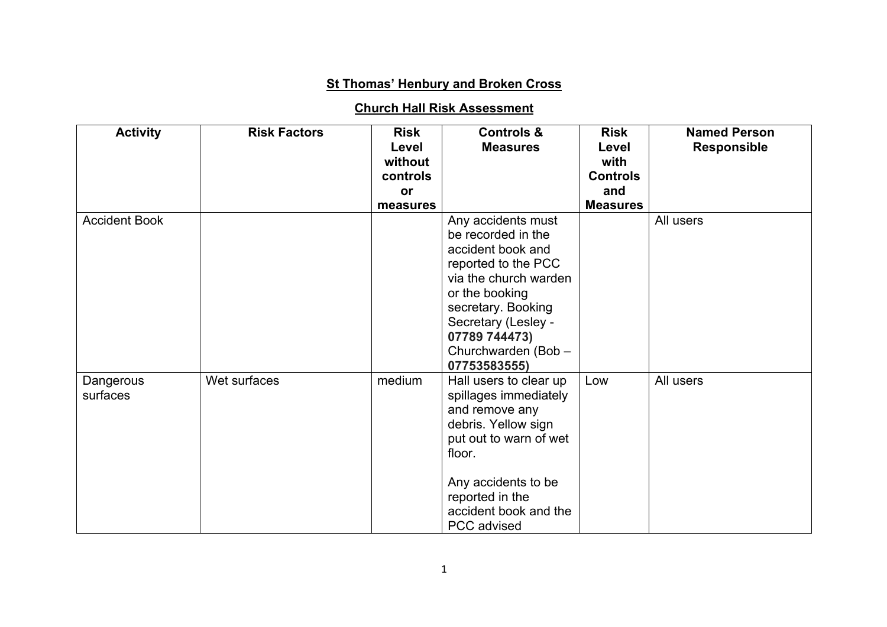**St Thomas' Henbury and Broken Cross**

**Church Hall Risk Assessment**

| Activity | Risk Factors | Risk Level without controls or measures | Controls & Measures | Risk Level with Controls and Measures | Named Person Responsible |
|---|---|---|---|---|---|
| Accident Book | | | Any accidents must be recorded in the accident book and reported to the PCC via the church warden or the booking secretary. Booking Secretary (Lesley - **07789 744473)** Churchwarden (Bob – **07753583555)** | | All users |
| Dangerous surfaces | Wet surfaces | medium | Hall users to clear up spillages immediately and remove any debris. Yellow sign put out to warn of wet floor.<br><br>Any accidents to be reported in the accident book and the PCC advised | Low | All users |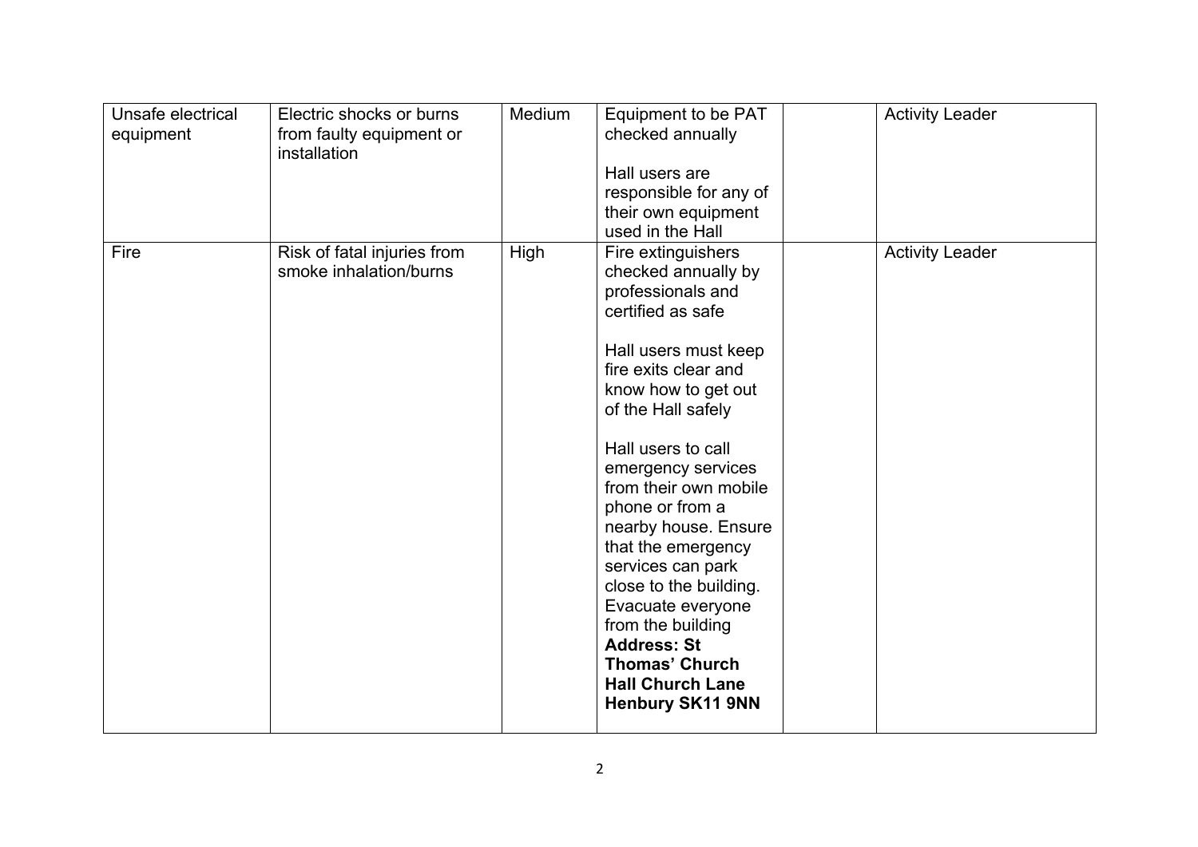| | | | | | |
|---|---|---|---|---|---|
| Unsafe electrical equipment | Electric shocks or burns from faulty equipment or installation | Medium | Equipment to be PAT checked annually<br><br>Hall users are responsible for any of their own equipment used in the Hall | | Activity Leader |
| Fire | Risk of fatal injuries from smoke inhalation/burns | High | Fire extinguishers checked annually by professionals and certified as safe<br><br>Hall users must keep fire exits clear and know how to get out of the Hall safely<br><br>Hall users to call emergency services from their own mobile phone or from a nearby house. Ensure that the emergency services can park close to the building. Evacuate everyone from the building<br>**Address: St Thomas' Church Hall Church Lane Henbury SK11 9NN** | | Activity Leader |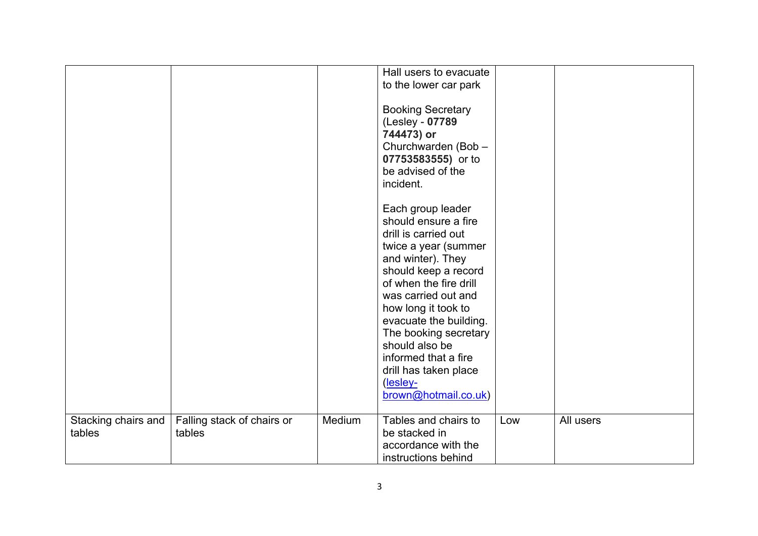| | | | | | |
|---|---|---|---|---|---|
| | | | Hall users to evacuate to the lower car park<br><br>Booking Secretary (Lesley - **07789 744473) or** Churchwarden (Bob – **07753583555)** or to be advised of the incident.<br><br>Each group leader should ensure a fire drill is carried out twice a year (summer and winter). They should keep a record of when the fire drill was carried out and how long it took to evacuate the building. The booking secretary should also be informed that a fire drill has taken place (lesley-brown@hotmail.co.uk) | | |
| Stacking chairs and tables | Falling stack of chairs or tables | Medium | Tables and chairs to be stacked in accordance with the instructions behind | Low | All users |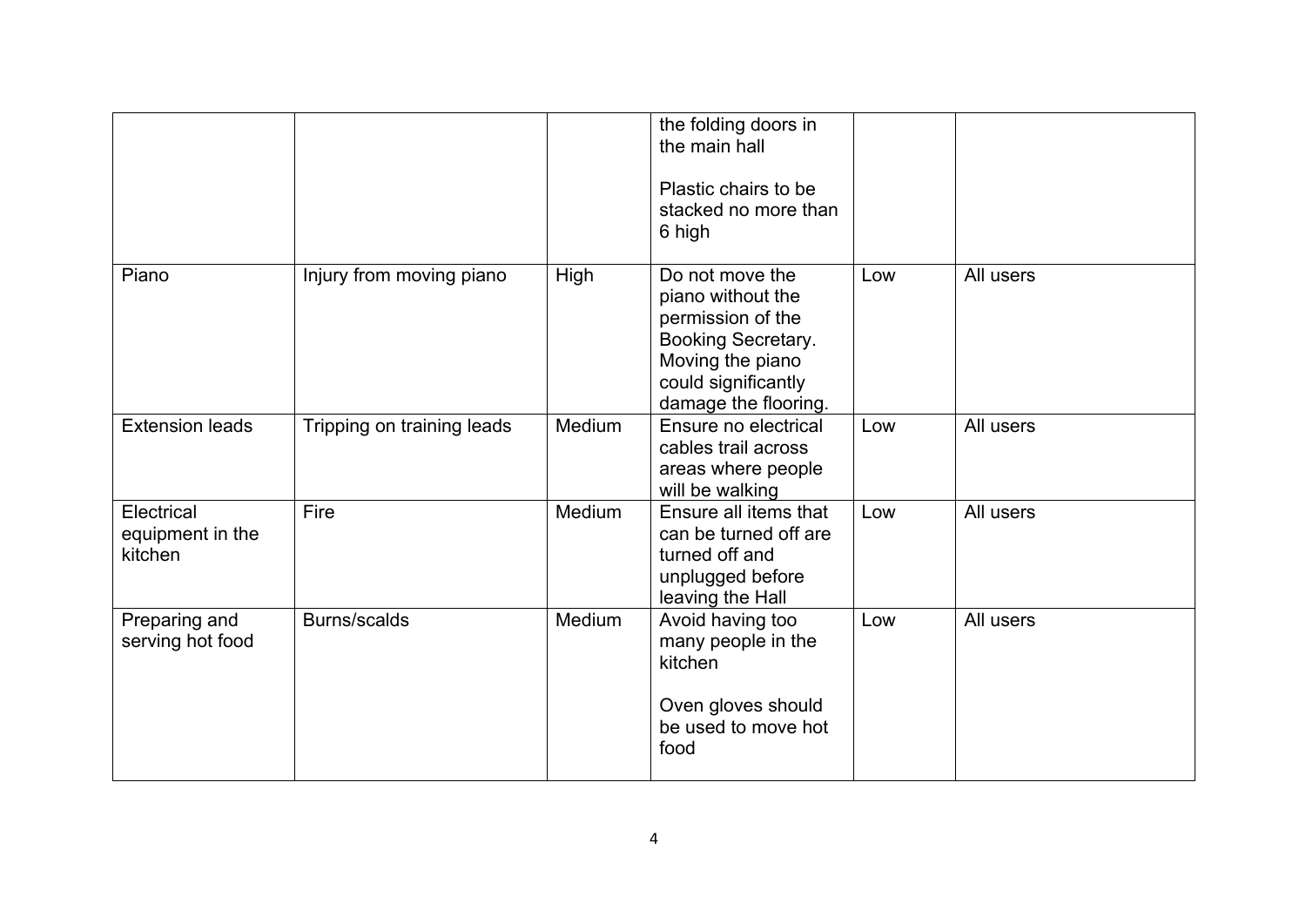| | | | | | |
|---|---|---|---|---|---|
| | | | the folding doors in the main hall<br><br>Plastic chairs to be stacked no more than 6 high | | |
| Piano | Injury from moving piano | High | Do not move the piano without the permission of the Booking Secretary. Moving the piano could significantly damage the flooring. | Low | All users |
| Extension leads | Tripping on training leads | Medium | Ensure no electrical cables trail across areas where people will be walking | Low | All users |
| Electrical equipment in the kitchen | Fire | Medium | Ensure all items that can be turned off are turned off and unplugged before leaving the Hall | Low | All users |
| Preparing and serving hot food | Burns/scalds | Medium | Avoid having too many people in the kitchen<br><br>Oven gloves should be used to move hot food | Low | All users |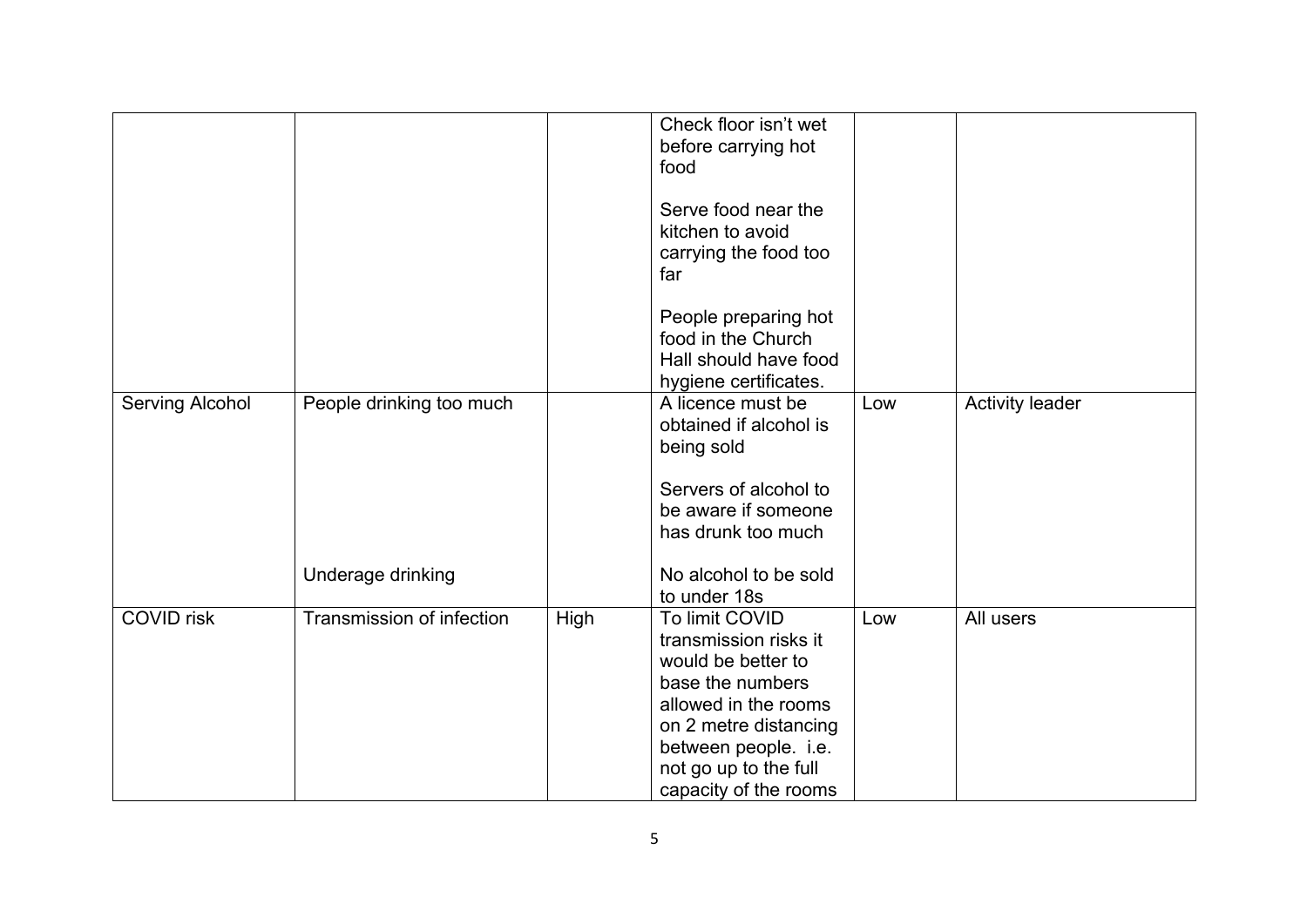| | | | | | |
|---|---|---|---|---|---|
| | | | Check floor isn't wet before carrying hot food<br><br>Serve food near the kitchen to avoid carrying the food too far<br><br>People preparing hot food in the Church Hall should have food hygiene certificates. | | |
| Serving Alcohol | People drinking too much<br><br><br><br><br><br><br>Underage drinking | | A licence must be obtained if alcohol is being sold<br><br>Servers of alcohol to be aware if someone has drunk too much<br><br>No alcohol to be sold to under 18s | Low | Activity leader |
| COVID risk | Transmission of infection | High | To limit COVID transmission risks it would be better to base the numbers allowed in the rooms on 2 metre distancing between people. i.e. not go up to the full capacity of the rooms | Low | All users |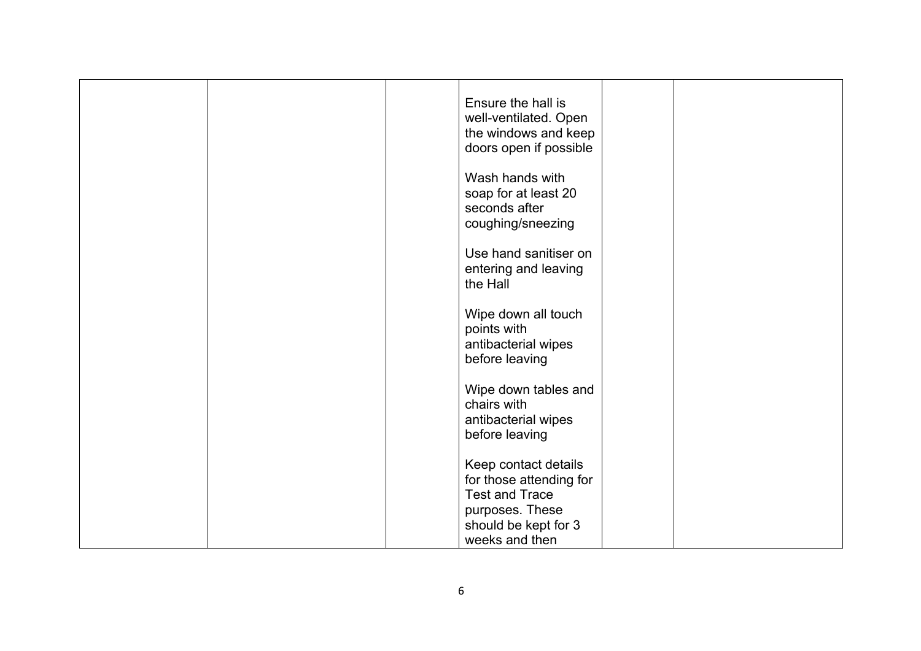| | | | | | |
|---|---|---|---|---|---|
| | | | Ensure the hall is well-ventilated. Open the windows and keep doors open if possible<br><br>Wash hands with soap for at least 20 seconds after coughing/sneezing<br><br>Use hand sanitiser on entering and leaving the Hall<br><br>Wipe down all touch points with antibacterial wipes before leaving<br><br>Wipe down tables and chairs with antibacterial wipes before leaving<br><br>Keep contact details for those attending for Test and Trace purposes. These should be kept for 3 weeks and then | | |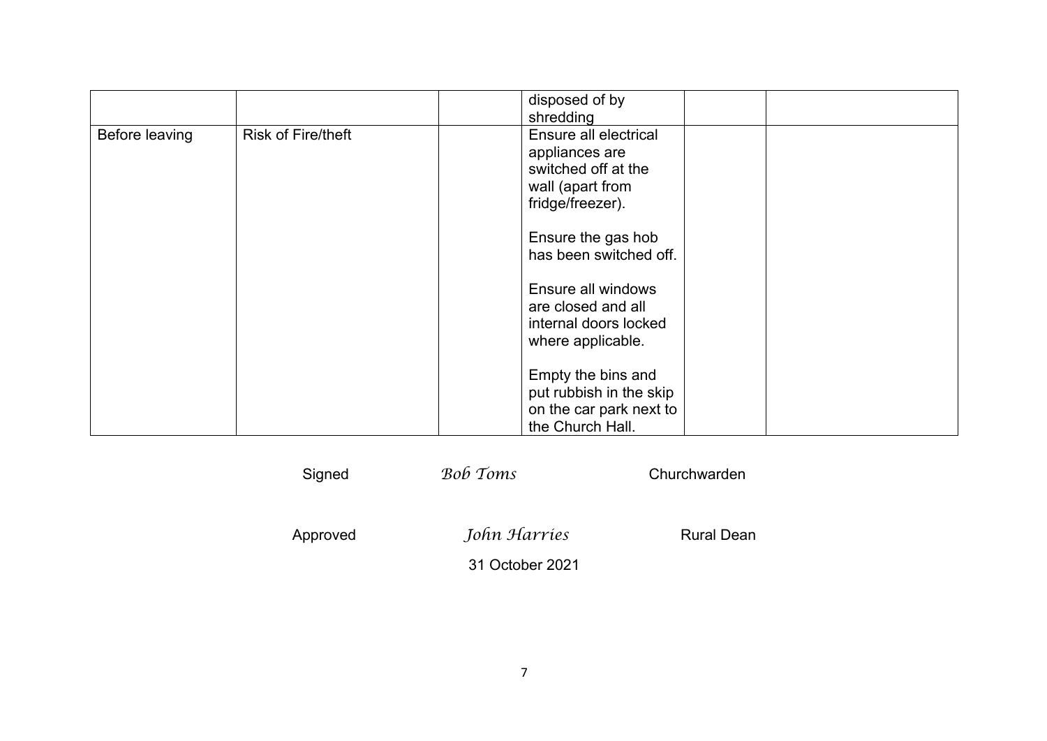| | | | | | |
|---|---|---|---|---|---|
| | | | disposed of by shredding | | |
| Before leaving | Risk of Fire/theft | | Ensure all electrical appliances are switched off at the wall (apart from fridge/freezer).<br><br>Ensure the gas hob has been switched off.<br><br>Ensure all windows are closed and all internal doors locked where applicable.<br><br>Empty the bins and put rubbish in the skip on the car park next to the Church Hall. | | |

Signed *Bob Toms* Churchwarden

Approved *John Harries* Rural Dean

31 October 2021